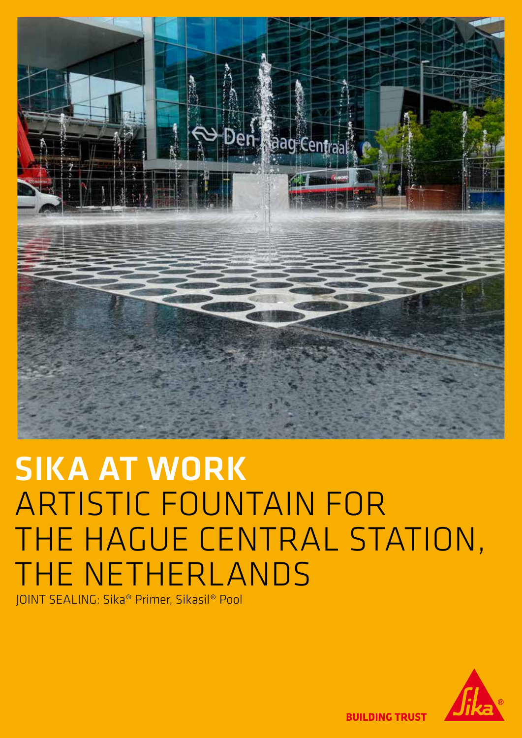# SIKA AT WORK
## ARTISTIC FOUNTAIN FOR THE HAGUE CENTRAL STATION, THE NETHERLANDS

JOINT SEALING: Sika® Primer, Sikasil® Pool

BUILDING TRUST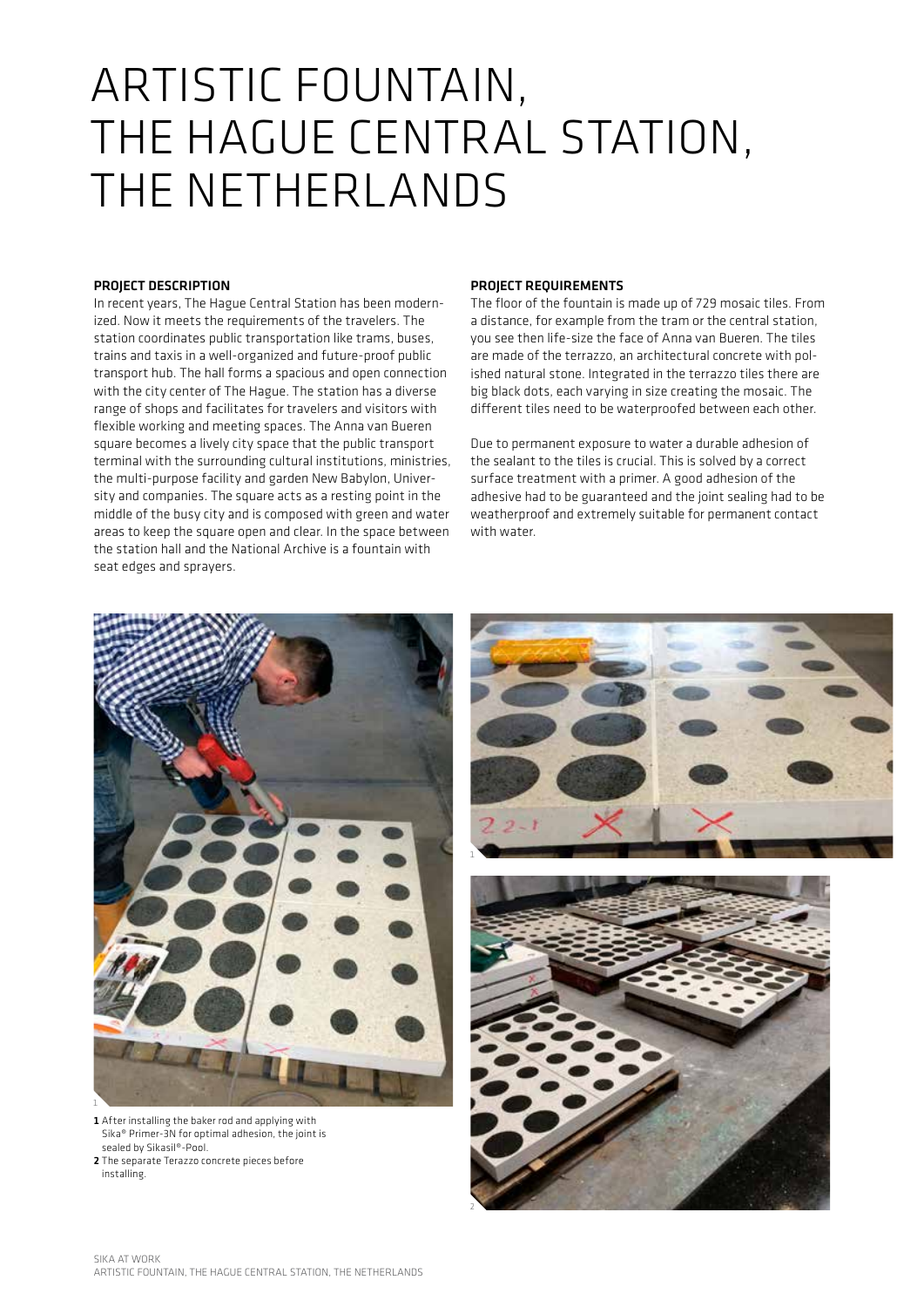# ARTISTIC FOUNTAIN, THE HAGUE CENTRAL STATION, THE NETHERLANDS

## PROJECT DESCRIPTION

In recent years, The Hague Central Station has been modernized. Now it meets the requirements of the travelers. The station coordinates public transportation like trams, buses, trains and taxis in a well-organized and future-proof public transport hub. The hall forms a spacious and open connection with the city center of The Hague. The station has a diverse range of shops and facilitates for travelers and visitors with flexible working and meeting spaces. The Anna van Bueren square becomes a lively city space that the public transport terminal with the surrounding cultural institutions, ministries, the multi-purpose facility and garden New Babylon, University and companies. The square acts as a resting point in the middle of the busy city and is composed with green and water areas to keep the square open and clear. In the space between the station hall and the National Archive is a fountain with seat edges and sprayers.

## PROJECT REQUIREMENTS

The floor of the fountain is made up of 729 mosaic tiles. From a distance, for example from the tram or the central station, you see then life-size the face of Anna van Bueren. The tiles are made of the terrazzo, an architectural concrete with polished natural stone. Integrated in the terrazzo tiles there are big black dots, each varying in size creating the mosaic. The different tiles need to be waterproofed between each other.

Due to permanent exposure to water a durable adhesion of the sealant to the tiles is crucial. This is solved by a correct surface treatment with a primer. A good adhesion of the adhesive had to be guaranteed and the joint sealing had to be weatherproof and extremely suitable for permanent contact with water.

**1** After installing the baker rod and applying with Sika® Primer-3N for optimal adhesion, the joint is sealed by Sikasil®-Pool.

**2** The separate Terazzo concrete pieces before installing.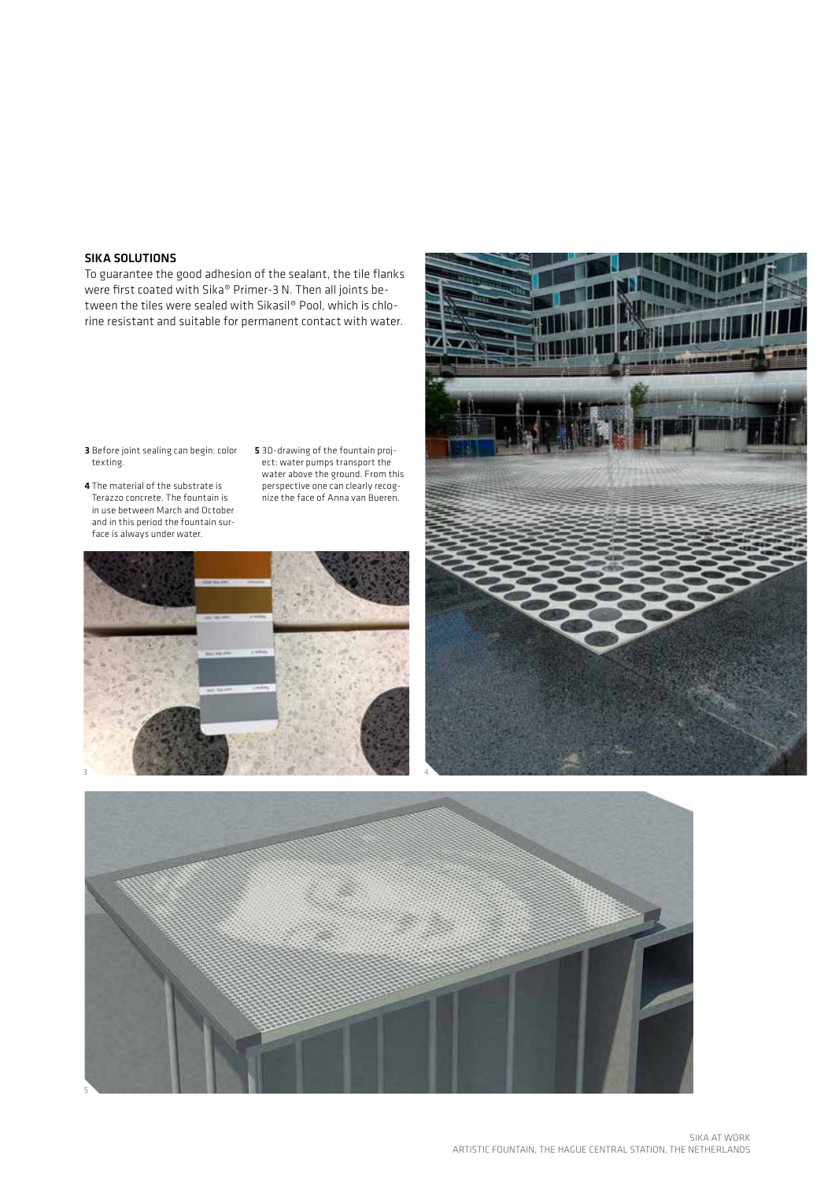## SIKA SOLUTIONS

To guarantee the good adhesion of the sealant, the tile flanks were first coated with Sika® Primer-3 N. Then all joints between the tiles were sealed with Sikasil® Pool, which is chlorine resistant and suitable for permanent contact with water.

**3** Before joint sealing can begin: color texting.

**4** The material of the substrate is Terazzo concrete. The fountain is in use between March and October and in this period the fountain surface is always under water.

**5** 3D-drawing of the fountain project: water pumps transport the water above the ground. From this perspective one can clearly recognize the face of Anna van Bueren.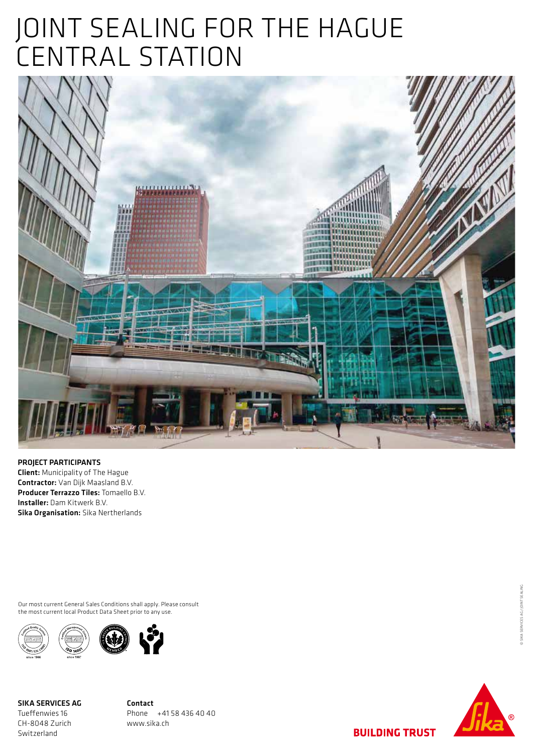# JOINT SEALING FOR THE HAGUE CENTRAL STATION

**PROJECT PARTICIPANTS**

**Client:** Municipality of The Hague
**Contractor:** Van Dijk Maasland B.V.
**Producer Terrazzo Tiles:** Tomaello B.V.
**Installer:** Dam Kitwerk B.V.
**Sika Organisation:** Sika Nertherlands

Our most current General Sales Conditions shall apply. Please consult the most current local Product Data Sheet prior to any use.

© SIKA SERVICES AG / JOINT SEALING

**SIKA SERVICES AG**
Tueffenwies 16
CH-8048 Zurich
Switzerland

**Contact**
Phone +41 58 436 40 40
www.sika.ch

**BUILDING TRUST**